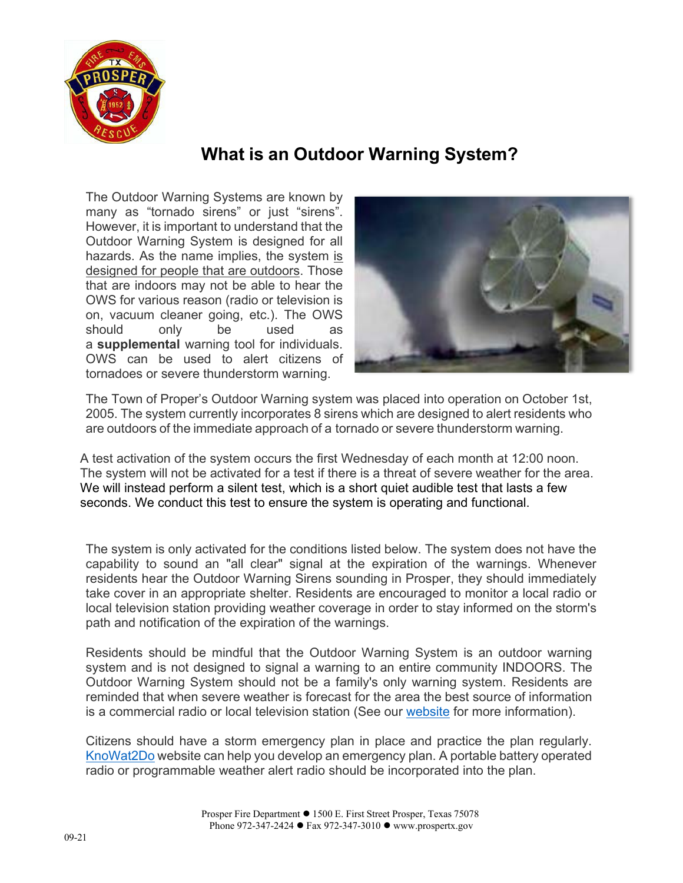# What is an Outdoor Warning System?

The Outdoor Warning Systems are known by many as “tornado sirens” or just “sirens”. However, it is important to understand that the Outdoor Warning System is designed for all hazards. As the name implies, the system is designed for people that are outdoors. Those that are indoors may not be able to hear the OWS for various reason (radio or television is on, vacuum cleaner going, etc.). The OWS should only be used as a **supplemental** warning tool for individuals. OWS can be used to alert citizens of tornadoes or severe thunderstorm warning.

The Town of Proper’s Outdoor Warning system was placed into operation on October 1st, 2005. The system currently incorporates 8 sirens which are designed to alert residents who are outdoors of the immediate approach of a tornado or severe thunderstorm warning.

A test activation of the system occurs the first Wednesday of each month at 12:00 noon. The system will not be activated for a test if there is a threat of severe weather for the area. We will instead perform a silent test, which is a short quiet audible test that lasts a few seconds. We conduct this test to ensure the system is operating and functional.

The system is only activated for the conditions listed below. The system does not have the capability to sound an "all clear" signal at the expiration of the warnings. Whenever residents hear the Outdoor Warning Sirens sounding in Prosper, they should immediately take cover in an appropriate shelter. Residents are encouraged to monitor a local radio or local television station providing weather coverage in order to stay informed on the storm's path and notification of the expiration of the warnings.

Residents should be mindful that the Outdoor Warning System is an outdoor warning system and is not designed to signal a warning to an entire community INDOORS. The Outdoor Warning System should not be a family's only warning system. Residents are reminded that when severe weather is forecast for the area the best source of information is a commercial radio or local television station (See our website for more information).

Citizens should have a storm emergency plan in place and practice the plan regularly. KnoWat2Do website can help you develop an emergency plan. A portable battery operated radio or programmable weather alert radio should be incorporated into the plan.

Prosper Fire Department ● 1500 E. First Street Prosper, Texas 75078
Phone 972-347-2424 ● Fax 972-347-3010 ● www.prospertx.gov

09-21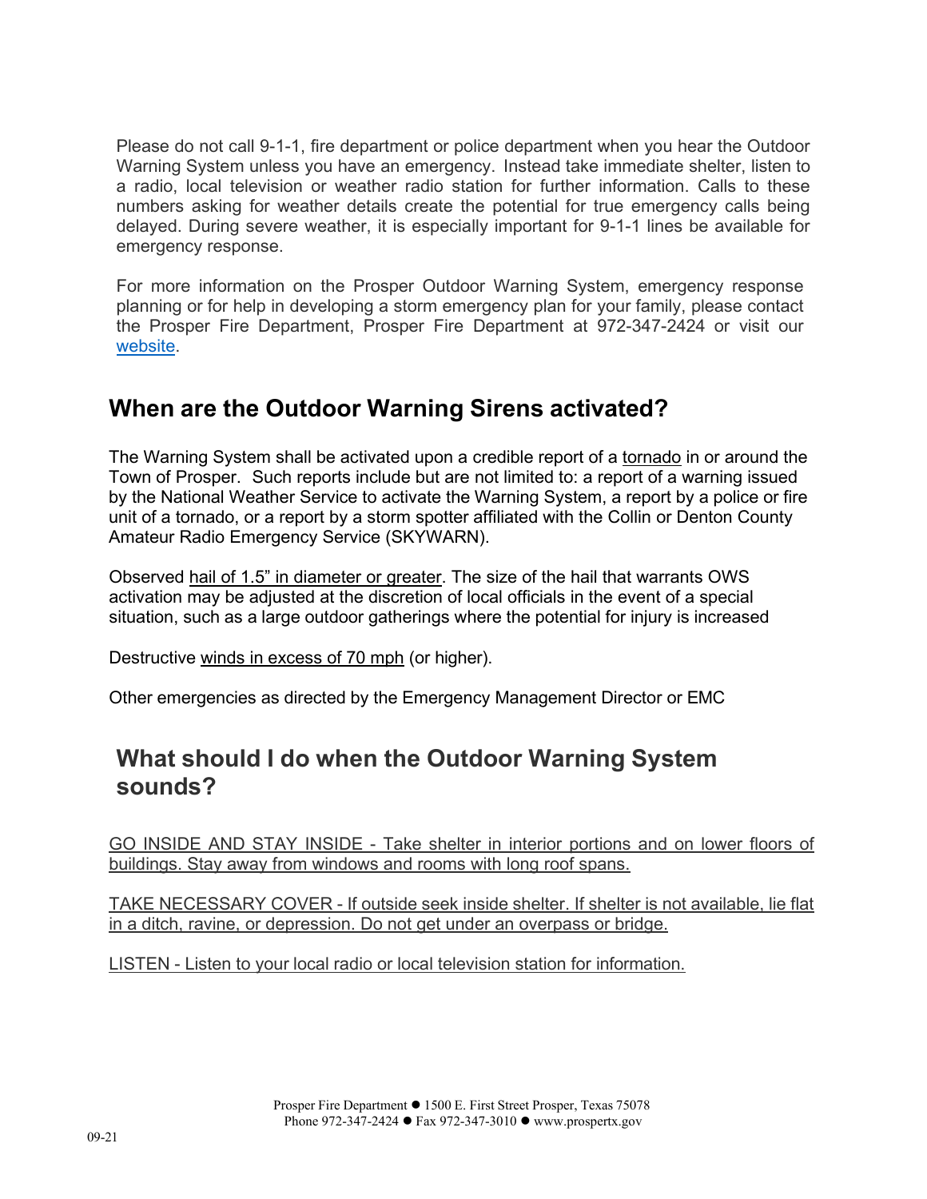Please do not call 9-1-1, fire department or police department when you hear the Outdoor Warning System unless you have an emergency. Instead take immediate shelter, listen to a radio, local television or weather radio station for further information. Calls to these numbers asking for weather details create the potential for true emergency calls being delayed. During severe weather, it is especially important for 9-1-1 lines be available for emergency response.

For more information on the Prosper Outdoor Warning System, emergency response planning or for help in developing a storm emergency plan for your family, please contact the Prosper Fire Department, Prosper Fire Department at 972-347-2424 or visit our website.

## When are the Outdoor Warning Sirens activated?

The Warning System shall be activated upon a credible report of a tornado in or around the Town of Prosper. Such reports include but are not limited to: a report of a warning issued by the National Weather Service to activate the Warning System, a report by a police or fire unit of a tornado, or a report by a storm spotter affiliated with the Collin or Denton County Amateur Radio Emergency Service (SKYWARN).

Observed hail of 1.5" in diameter or greater. The size of the hail that warrants OWS activation may be adjusted at the discretion of local officials in the event of a special situation, such as a large outdoor gatherings where the potential for injury is increased

Destructive winds in excess of 70 mph (or higher).

Other emergencies as directed by the Emergency Management Director or EMC

## What should I do when the Outdoor Warning System sounds?

GO INSIDE AND STAY INSIDE - Take shelter in interior portions and on lower floors of buildings. Stay away from windows and rooms with long roof spans.

TAKE NECESSARY COVER - If outside seek inside shelter. If shelter is not available, lie flat in a ditch, ravine, or depression. Do not get under an overpass or bridge.

LISTEN - Listen to your local radio or local television station for information.

Prosper Fire Department ● 1500 E. First Street Prosper, Texas 75078
Phone 972-347-2424 ● Fax 972-347-3010 ● www.prospertx.gov

09-21